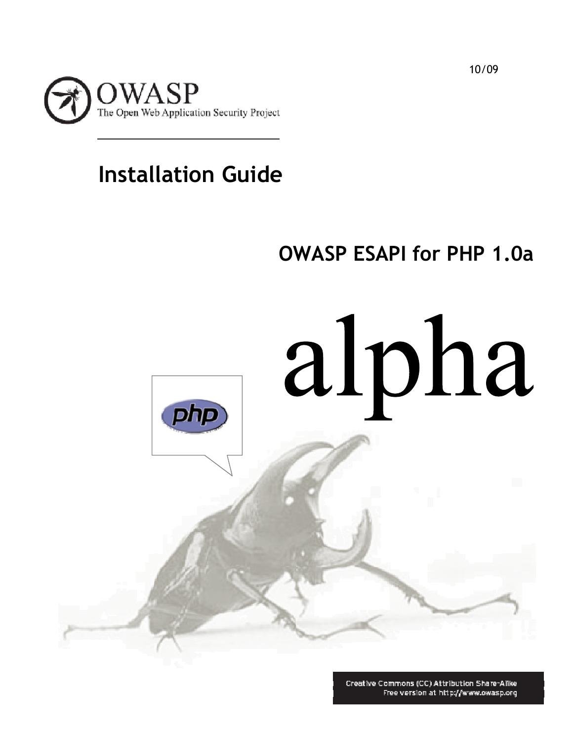10/09

OWASP
The Open Web Application Security Project

# Installation Guide

## OWASP ESAPI for PHP 1.0a

alpha

Creative Commons (CC) Attribution Share-Alike
Free version at http://www.owasp.org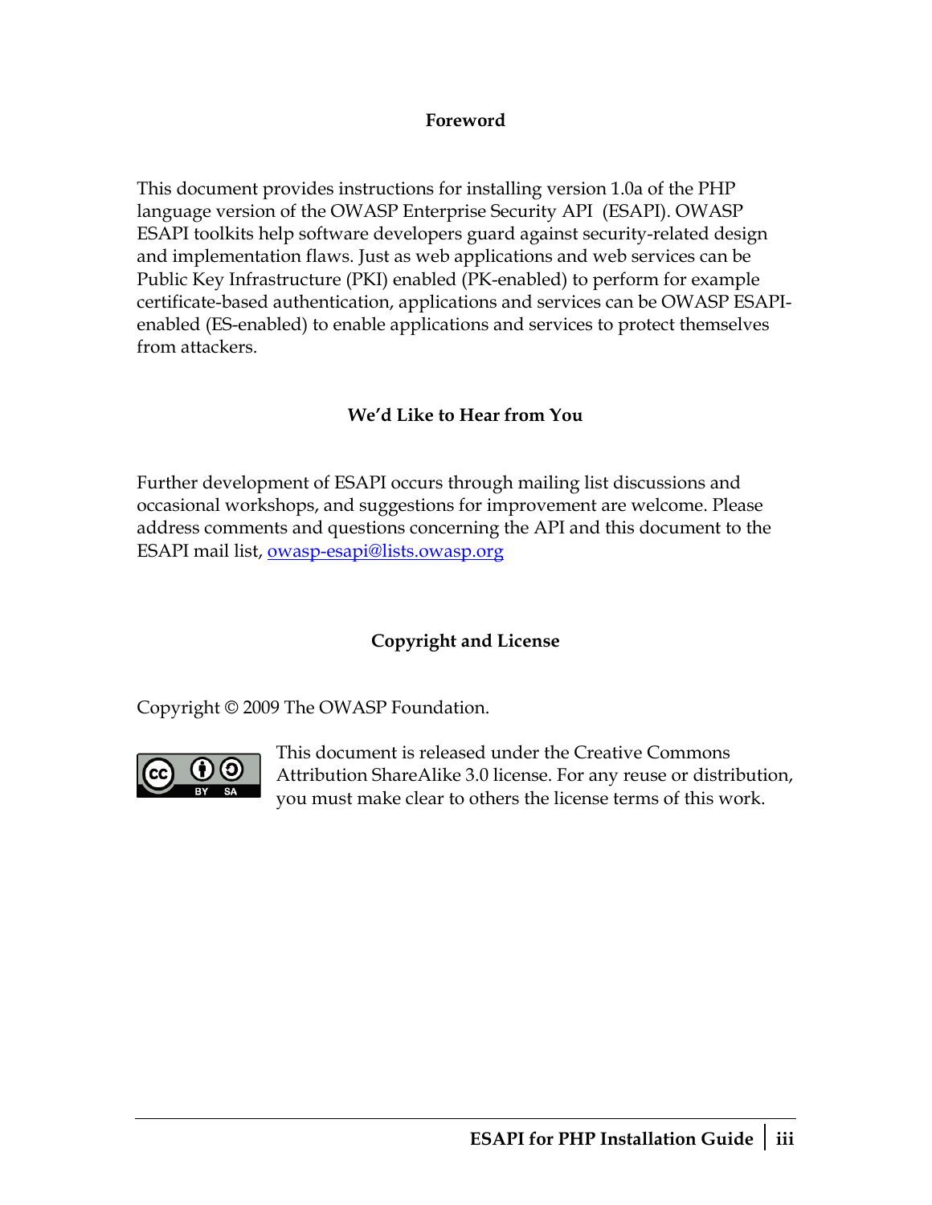## Foreword

This document provides instructions for installing version 1.0a of the PHP language version of the OWASP Enterprise Security API (ESAPI). OWASP ESAPI toolkits help software developers guard against security-related design and implementation flaws. Just as web applications and web services can be Public Key Infrastructure (PKI) enabled (PK-enabled) to perform for example certificate-based authentication, applications and services can be OWASP ESAPI-enabled (ES-enabled) to enable applications and services to protect themselves from attackers.

## We'd Like to Hear from You

Further development of ESAPI occurs through mailing list discussions and occasional workshops, and suggestions for improvement are welcome. Please address comments and questions concerning the API and this document to the ESAPI mail list, [owasp-esapi@lists.owasp.org](mailto:owasp-esapi@lists.owasp.org)

## Copyright and License

Copyright © 2009 The OWASP Foundation.

This document is released under the Creative Commons Attribution ShareAlike 3.0 license. For any reuse or distribution, you must make clear to others the license terms of this work.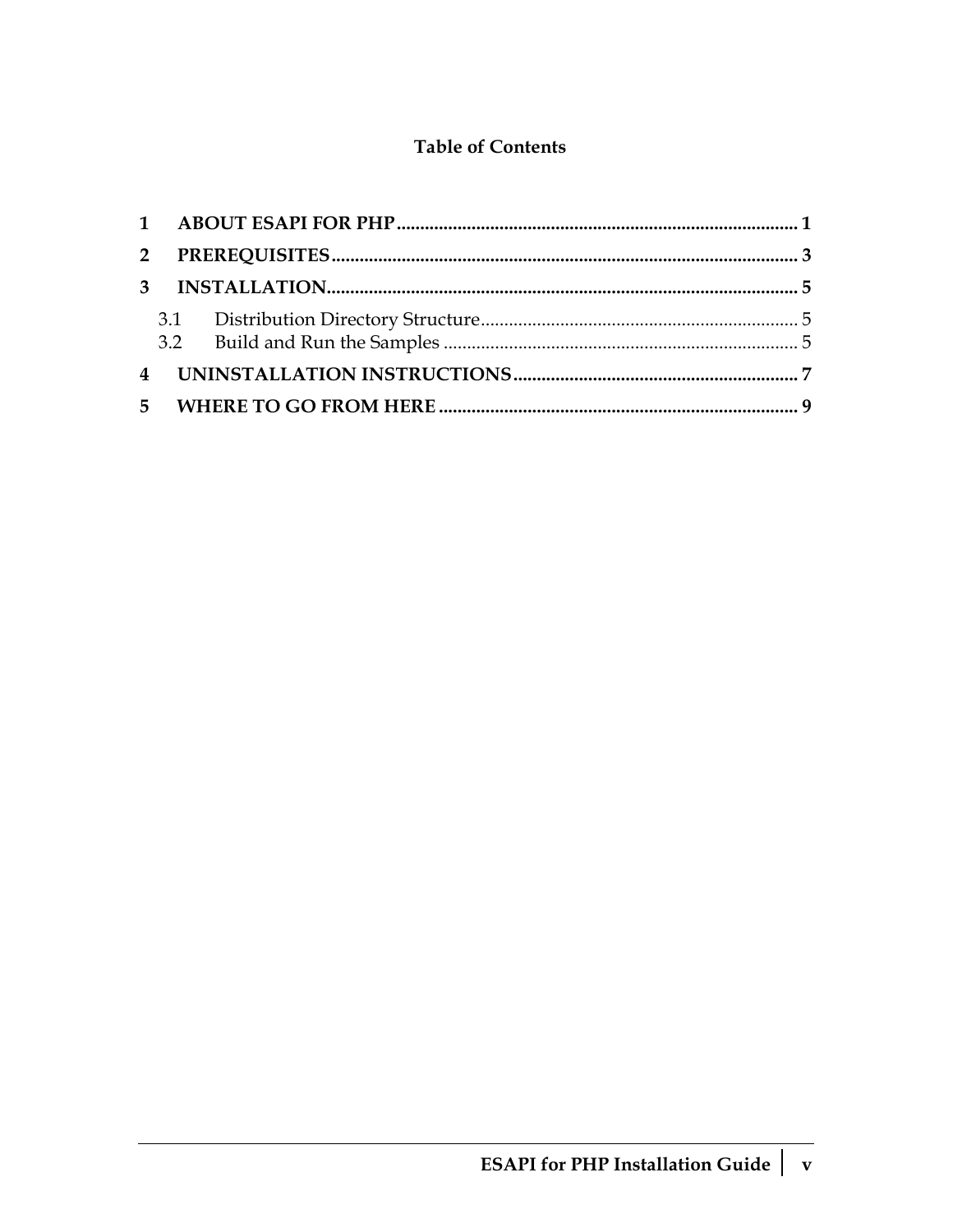# Table of Contents

| | | |
|---|---|---|
| **1** | **ABOUT ESAPI FOR PHP** | **1** |
| **2** | **PREREQUISITES** | **3** |
| **3** | **INSTALLATION** | **5** |
| 3.1 | Distribution Directory Structure | 5 |
| 3.2 | Build and Run the Samples | 5 |
| **4** | **UNINSTALLATION INSTRUCTIONS** | **7** |
| **5** | **WHERE TO GO FROM HERE** | **9** |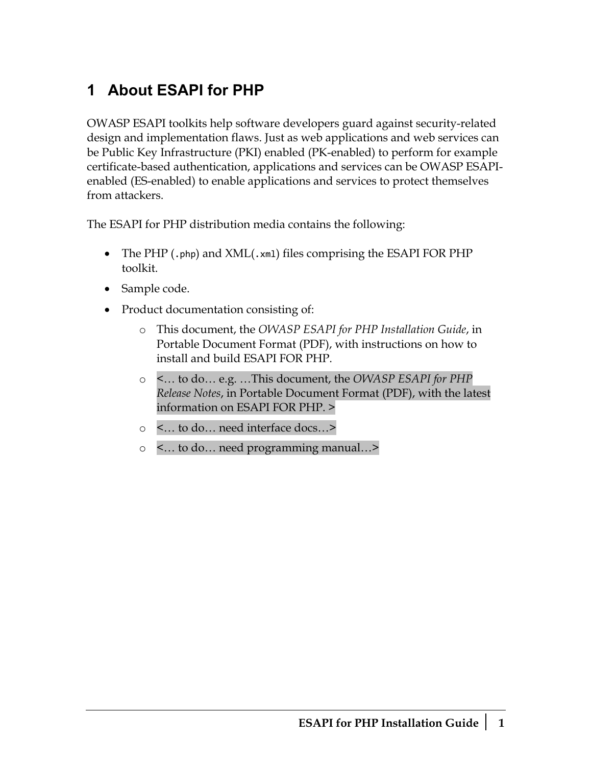# 1 About ESAPI for PHP

OWASP ESAPI toolkits help software developers guard against security-related design and implementation flaws. Just as web applications and web services can be Public Key Infrastructure (PKI) enabled (PK-enabled) to perform for example certificate-based authentication, applications and services can be OWASP ESAPI-enabled (ES-enabled) to enable applications and services to protect themselves from attackers.

The ESAPI for PHP distribution media contains the following:

- The PHP (`.php`) and XML(`.xml`) files comprising the ESAPI FOR PHP toolkit.
- Sample code.
- Product documentation consisting of:
  - This document, the *OWASP ESAPI for PHP Installation Guide*, in Portable Document Format (PDF), with instructions on how to install and build ESAPI FOR PHP.
  - <… to do… e.g. …This document, the *OWASP ESAPI for PHP Release Notes*, in Portable Document Format (PDF), with the latest information on ESAPI FOR PHP. >
  - <… to do… need interface docs…>
  - <… to do… need programming manual…>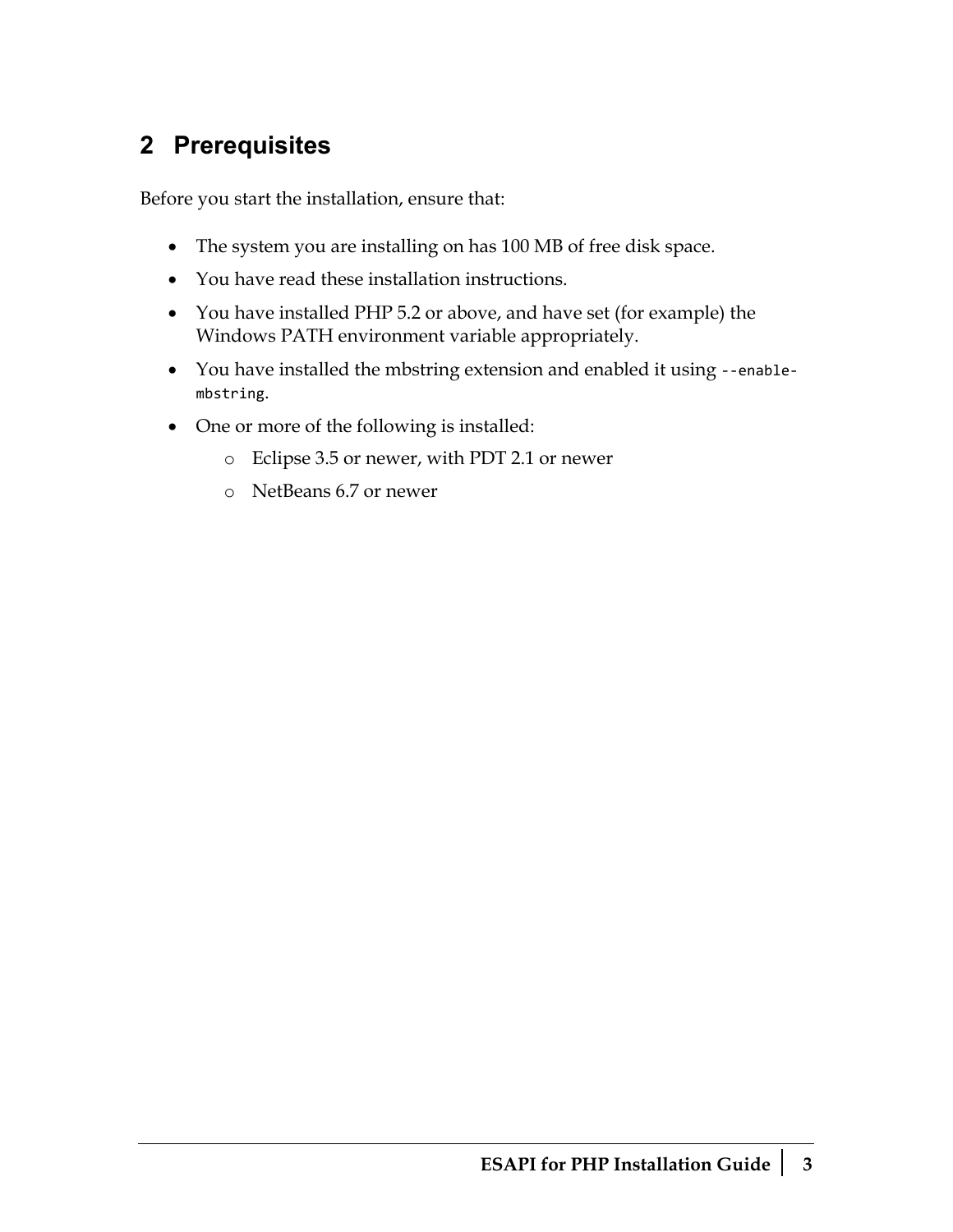# 2 Prerequisites

Before you start the installation, ensure that:

- The system you are installing on has 100 MB of free disk space.
- You have read these installation instructions.
- You have installed PHP 5.2 or above, and have set (for example) the Windows PATH environment variable appropriately.
- You have installed the mbstring extension and enabled it using `--enable-mbstring`.
- One or more of the following is installed:
  - Eclipse 3.5 or newer, with PDT 2.1 or newer
  - NetBeans 6.7 or newer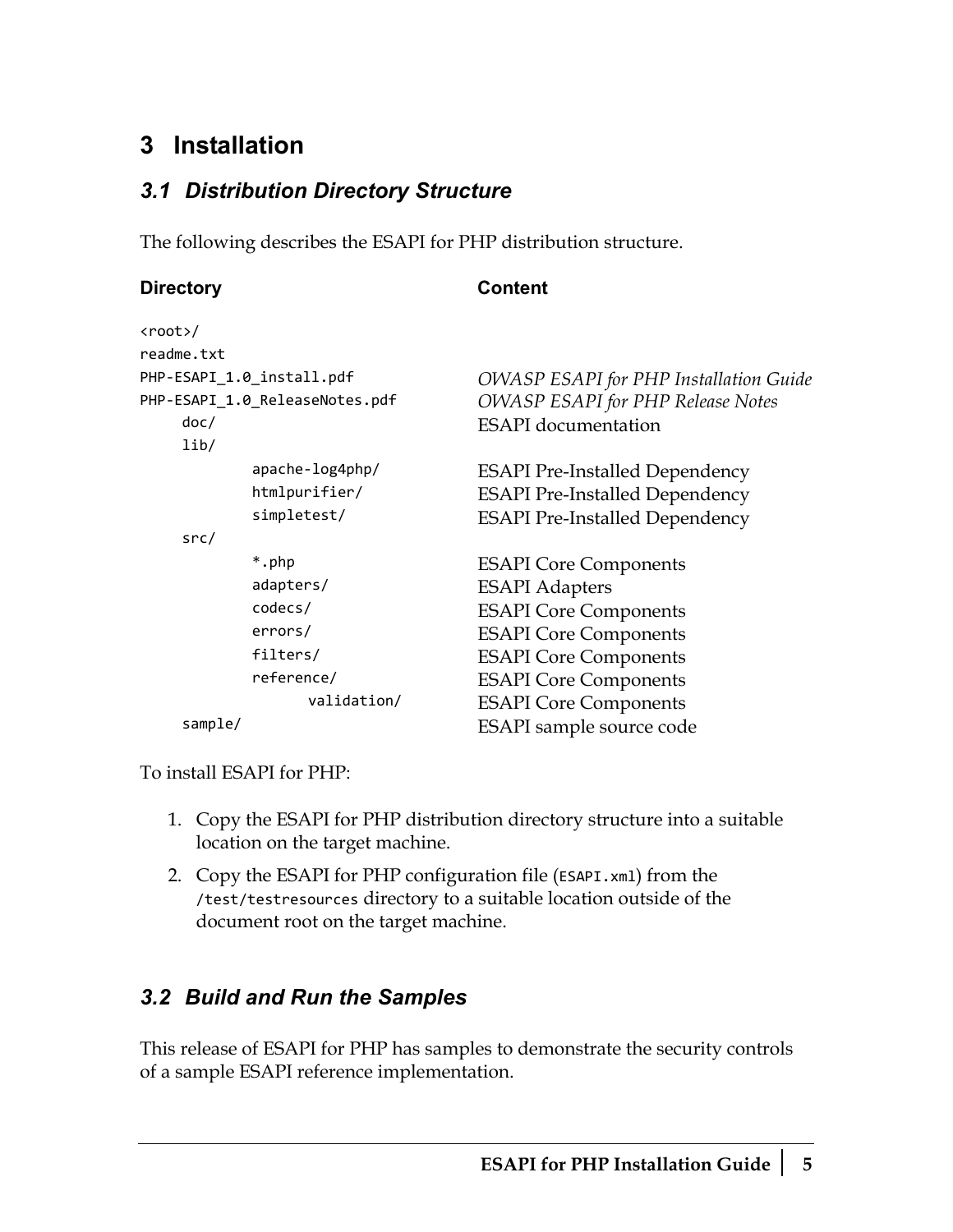# 3 Installation

## 3.1 Distribution Directory Structure

The following describes the ESAPI for PHP distribution structure.

| Directory | Content |
| --- | --- |
| `<root>/` | |
| `readme.txt` | |
| `PHP-ESAPI_1.0_install.pdf` | *OWASP ESAPI for PHP Installation Guide* |
| `PHP-ESAPI_1.0_ReleaseNotes.pdf` | *OWASP ESAPI for PHP Release Notes* |
| `    doc/` | ESAPI documentation |
| `    lib/` | |
| `        apache-log4php/` | ESAPI Pre-Installed Dependency |
| `        htmlpurifier/` | ESAPI Pre-Installed Dependency |
| `        simpletest/` | ESAPI Pre-Installed Dependency |
| `    src/` | |
| `        *.php` | ESAPI Core Components |
| `        adapters/` | ESAPI Adapters |
| `        codecs/` | ESAPI Core Components |
| `        errors/` | ESAPI Core Components |
| `        filters/` | ESAPI Core Components |
| `        reference/` | ESAPI Core Components |
| `            validation/` | ESAPI Core Components |
| `    sample/` | ESAPI sample source code |

To install ESAPI for PHP:

1. Copy the ESAPI for PHP distribution directory structure into a suitable location on the target machine.
2. Copy the ESAPI for PHP configuration file (`ESAPI.xml`) from the `/test/testresources` directory to a suitable location outside of the document root on the target machine.

## 3.2 Build and Run the Samples

This release of ESAPI for PHP has samples to demonstrate the security controls of a sample ESAPI reference implementation.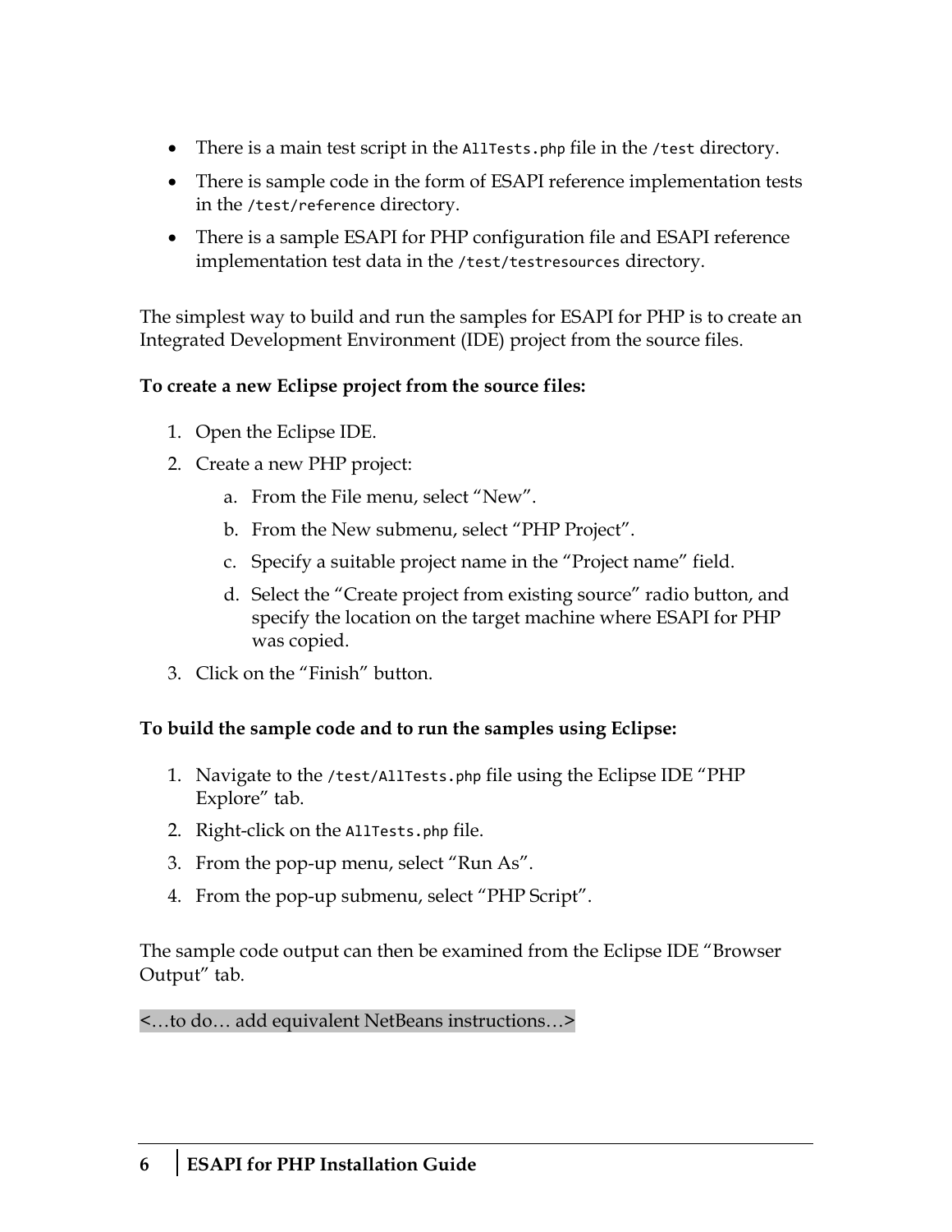- There is a main test script in the `AllTests.php` file in the `/test` directory.
- There is sample code in the form of ESAPI reference implementation tests in the `/test/reference` directory.
- There is a sample ESAPI for PHP configuration file and ESAPI reference implementation test data in the `/test/testresources` directory.

The simplest way to build and run the samples for ESAPI for PHP is to create an Integrated Development Environment (IDE) project from the source files.

**To create a new Eclipse project from the source files:**

1. Open the Eclipse IDE.
2. Create a new PHP project:
   a. From the File menu, select “New”.
   b. From the New submenu, select “PHP Project”.
   c. Specify a suitable project name in the “Project name” field.
   d. Select the “Create project from existing source” radio button, and specify the location on the target machine where ESAPI for PHP was copied.
3. Click on the “Finish” button.

**To build the sample code and to run the samples using Eclipse:**

1. Navigate to the `/test/AllTests.php` file using the Eclipse IDE “PHP Explore” tab.
2. Right-click on the `AllTests.php` file.
3. From the pop-up menu, select “Run As”.
4. From the pop-up submenu, select “PHP Script”.

The sample code output can then be examined from the Eclipse IDE “Browser Output” tab.

<…to do… add equivalent NetBeans instructions…>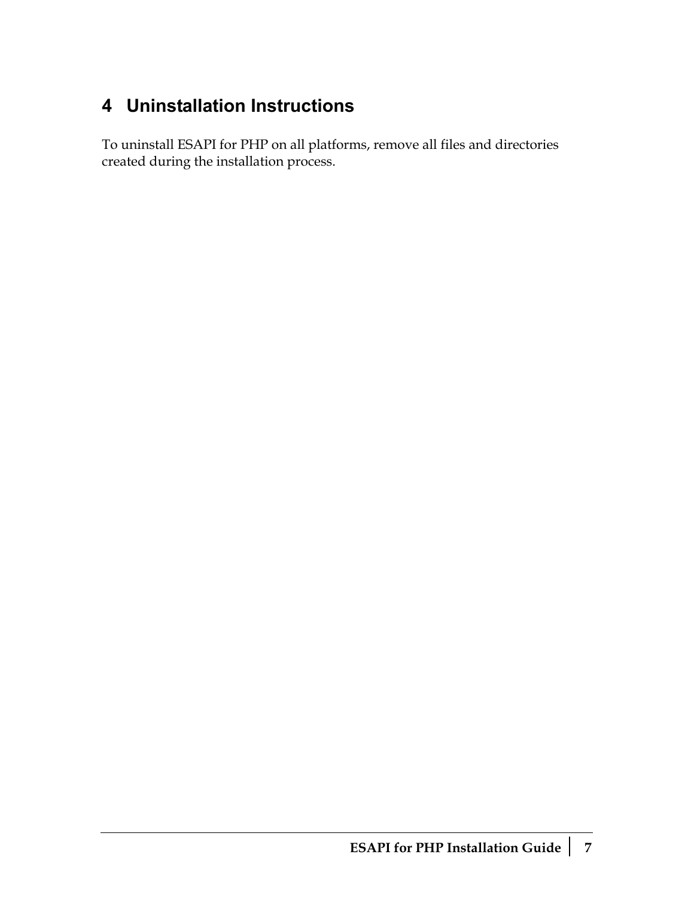# 4 Uninstallation Instructions

To uninstall ESAPI for PHP on all platforms, remove all files and directories created during the installation process.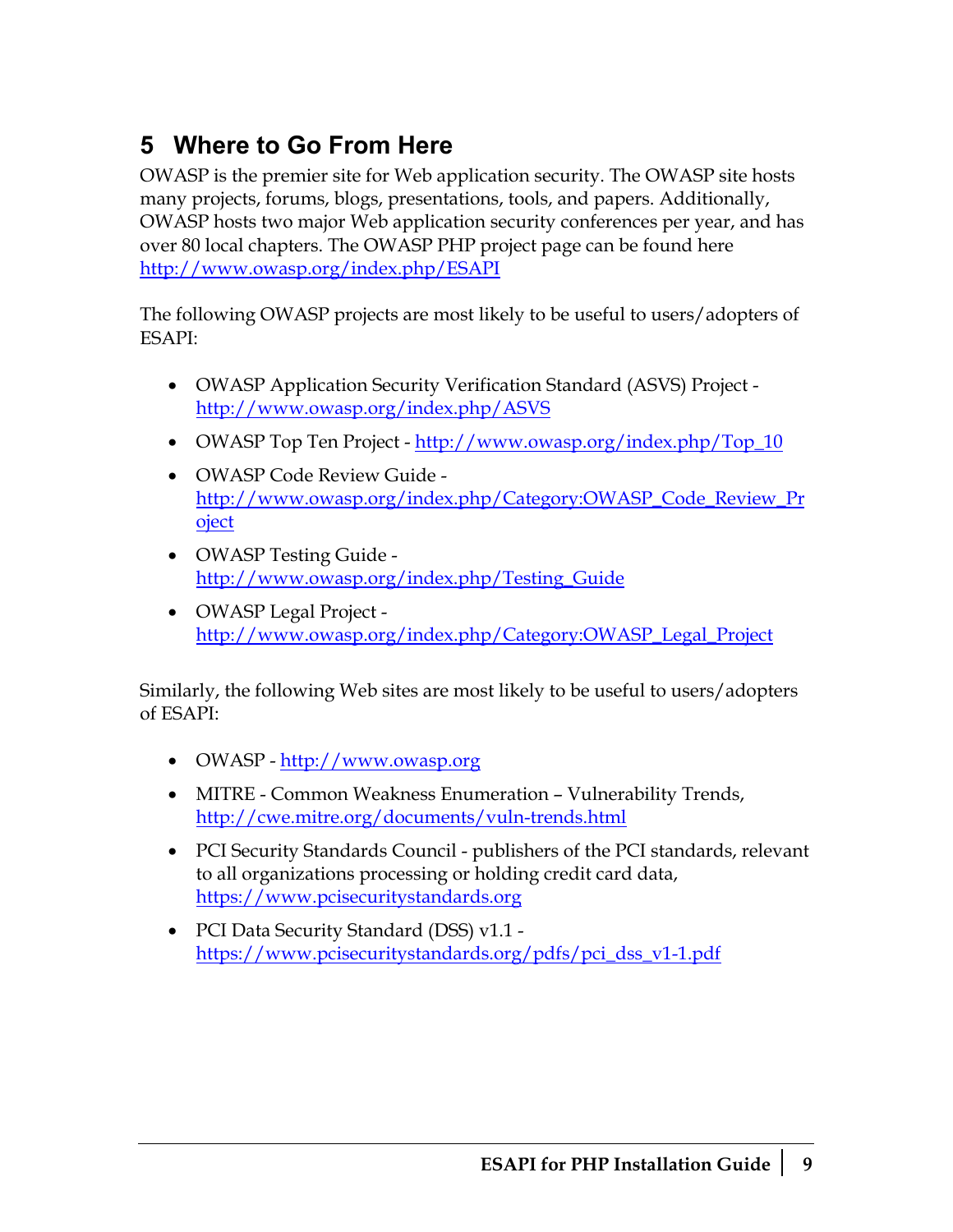# 5 Where to Go From Here

OWASP is the premier site for Web application security. The OWASP site hosts many projects, forums, blogs, presentations, tools, and papers. Additionally, OWASP hosts two major Web application security conferences per year, and has over 80 local chapters. The OWASP PHP project page can be found here http://www.owasp.org/index.php/ESAPI

The following OWASP projects are most likely to be useful to users/adopters of ESAPI:

- OWASP Application Security Verification Standard (ASVS) Project - http://www.owasp.org/index.php/ASVS
- OWASP Top Ten Project - http://www.owasp.org/index.php/Top_10
- OWASP Code Review Guide - http://www.owasp.org/index.php/Category:OWASP_Code_Review_Project
- OWASP Testing Guide - http://www.owasp.org/index.php/Testing_Guide
- OWASP Legal Project - http://www.owasp.org/index.php/Category:OWASP_Legal_Project

Similarly, the following Web sites are most likely to be useful to users/adopters of ESAPI:

- OWASP - http://www.owasp.org
- MITRE - Common Weakness Enumeration – Vulnerability Trends, http://cwe.mitre.org/documents/vuln-trends.html
- PCI Security Standards Council - publishers of the PCI standards, relevant to all organizations processing or holding credit card data, https://www.pcisecuritystandards.org
- PCI Data Security Standard (DSS) v1.1 - https://www.pcisecuritystandards.org/pdfs/pci_dss_v1-1.pdf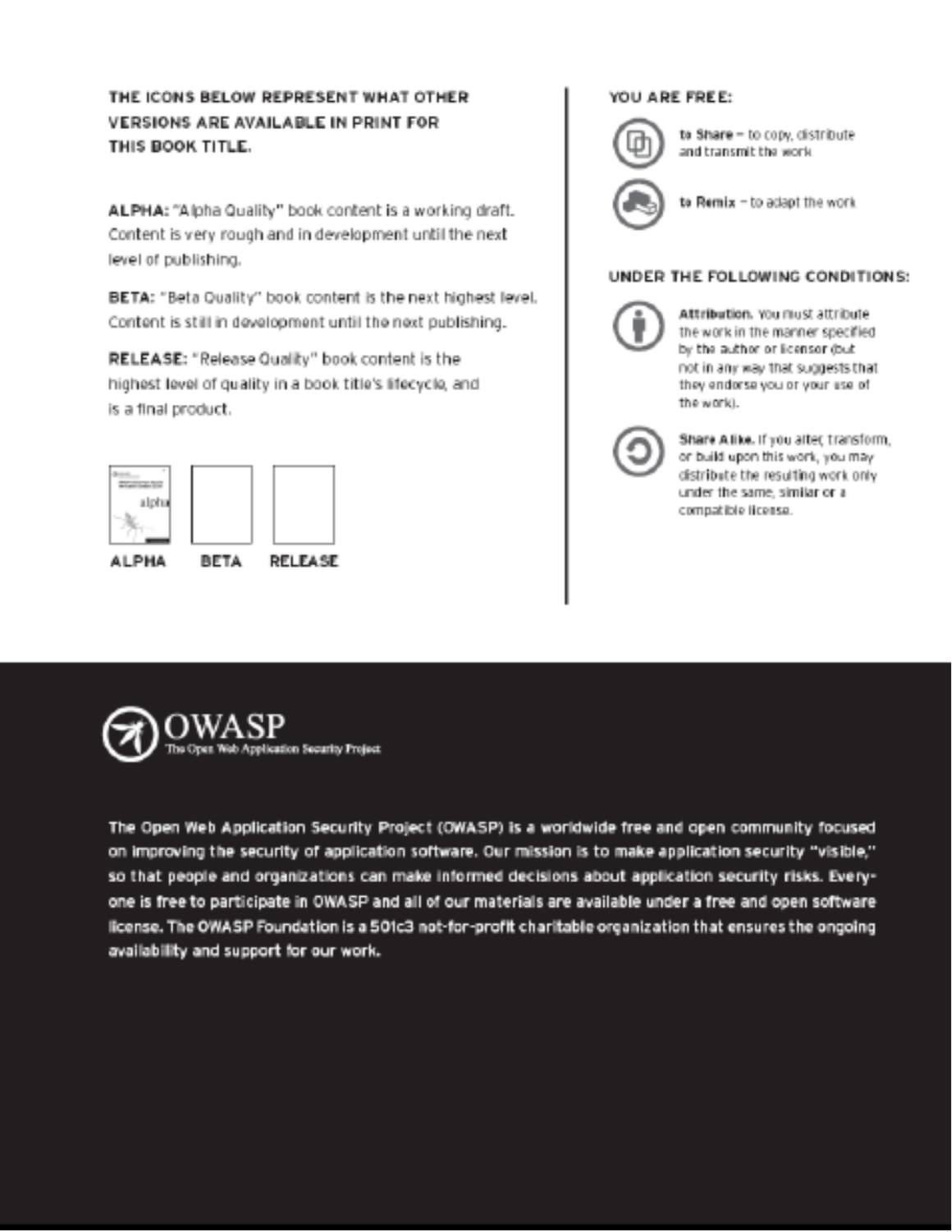**THE ICONS BELOW REPRESENT WHAT OTHER VERSIONS ARE AVAILABLE IN PRINT FOR THIS BOOK TITLE.**

**ALPHA:** "Alpha Quality" book content is a working draft. Content is very rough and in development until the next level of publishing.

**BETA:** "Beta Quality" book content is the next highest level. Content is still in development until the next publishing.

**RELEASE:** "Release Quality" book content is the highest level of quality in a book title's lifecycle, and is a final product.

ALPHA BETA RELEASE

**YOU ARE FREE:**

**to Share** – to copy, distribute and transmit the work

**to Remix** – to adapt the work

**UNDER THE FOLLOWING CONDITIONS:**

**Attribution.** You must attribute the work in the manner specified by the author or licensor (but not in any way that suggests that they endorse you or your use of the work).

**Share Alike.** If you alter, transform, or build upon this work, you may distribute the resulting work only under the same, similar or a compatible license.

**OWASP**
The Open Web Application Security Project

The Open Web Application Security Project (OWASP) is a worldwide free and open community focused on improving the security of application software. Our mission is to make application security "visible," so that people and organizations can make informed decisions about application security risks. Everyone is free to participate in OWASP and all of our materials are available under a free and open software license. The OWASP Foundation is a 501c3 not-for-profit charitable organization that ensures the ongoing availability and support for our work.